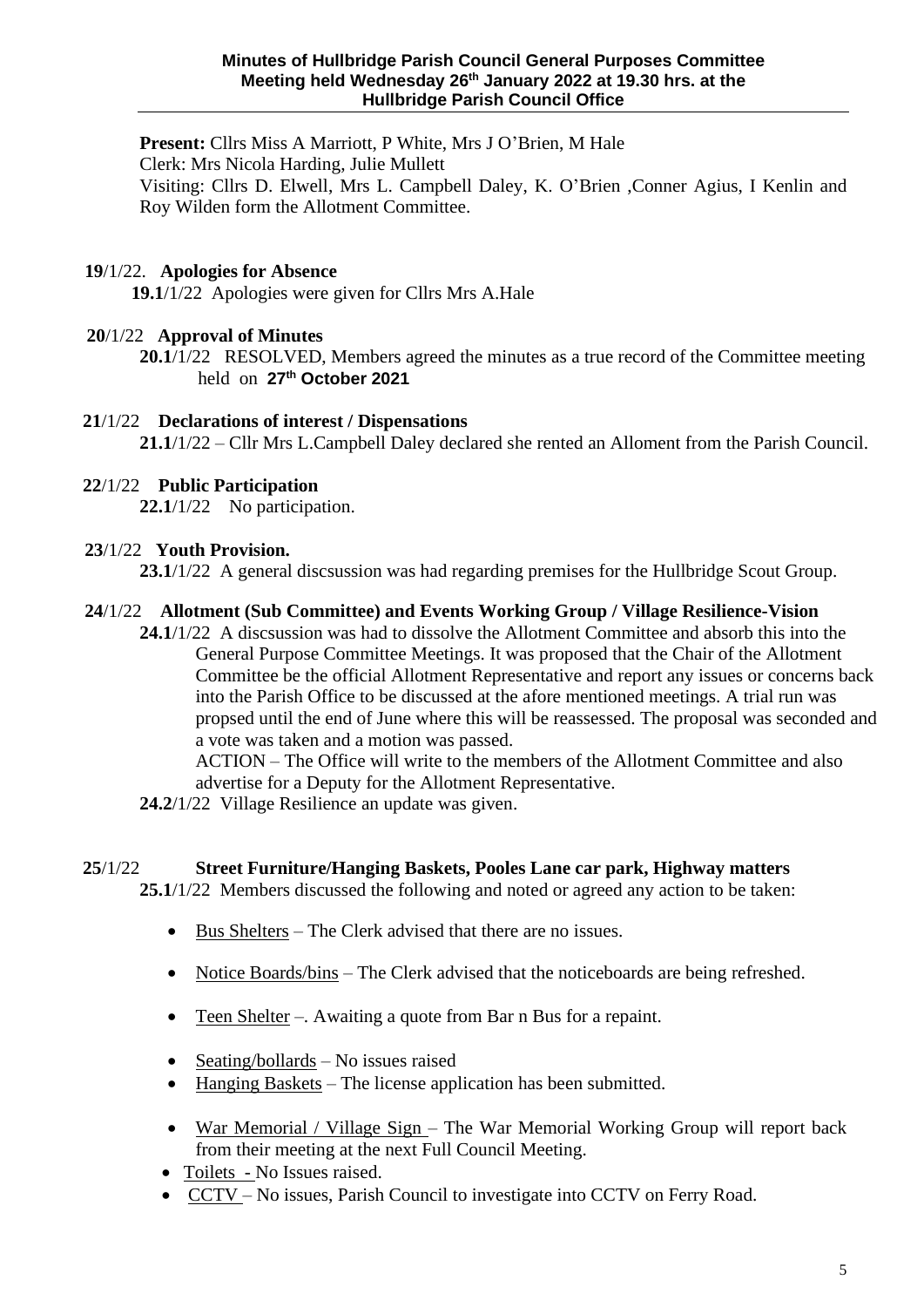**Minutes of Hullbridge Parish Council General Purposes Committee Meeting held Wednesday 26th January 2022 at 19.30 hrs. at the Hullbridge Parish Council Office**

**Present:** Cllrs Miss A Marriott, P White, Mrs J O'Brien, M Hale
Clerk: Mrs Nicola Harding, Julie Mullett
Visiting: Cllrs D. Elwell, Mrs L. Campbell Daley, K. O'Brien ,Conner Agius, I Kenlin and Roy Wilden form the Allotment Committee.

**19**/1/22. **Apologies for Absence**

**19.1**/1/22 Apologies were given for Cllrs Mrs A.Hale

**20**/1/22 **Approval of Minutes**

**20.1**/1/22 RESOLVED, Members agreed the minutes as a true record of the Committee meeting held on **27th October 2021**

**21**/1/22 **Declarations of interest / Dispensations**

**21.1**/1/22 – Cllr Mrs L.Campbell Daley declared she rented an Alloment from the Parish Council.

**22**/1/22 **Public Participation**

**22.1**/1/22 No participation.

**23**/1/22 **Youth Provision.**

**23.1**/1/22 A general discsussion was had regarding premises for the Hullbridge Scout Group.

**24**/1/22 **Allotment (Sub Committee) and Events Working Group / Village Resilience-Vision**

**24.1**/1/22 A discsussion was had to dissolve the Allotment Committee and absorb this into the General Purpose Committee Meetings. It was proposed that the Chair of the Allotment Committee be the official Allotment Representative and report any issues or concerns back into the Parish Office to be discussed at the afore mentioned meetings. A trial run was propsed until the end of June where this will be reassessed. The proposal was seconded and a vote was taken and a motion was passed.
ACTION – The Office will write to the members of the Allotment Committee and also advertise for a Deputy for the Allotment Representative.

**24.2**/1/22 Village Resilience an update was given.

**25**/1/22 **Street Furniture/Hanging Baskets, Pooles Lane car park, Highway matters**

**25.1**/1/22 Members discussed the following and noted or agreed any action to be taken:

- Bus Shelters – The Clerk advised that there are no issues.
- Notice Boards/bins – The Clerk advised that the noticeboards are being refreshed.
- Teen Shelter –. Awaiting a quote from Bar n Bus for a repaint.
- Seating/bollards – No issues raised
- Hanging Baskets – The license application has been submitted.
- War Memorial / Village Sign – The War Memorial Working Group will report back from their meeting at the next Full Council Meeting.
- Toilets - No Issues raised.
- CCTV – No issues, Parish Council to investigate into CCTV on Ferry Road.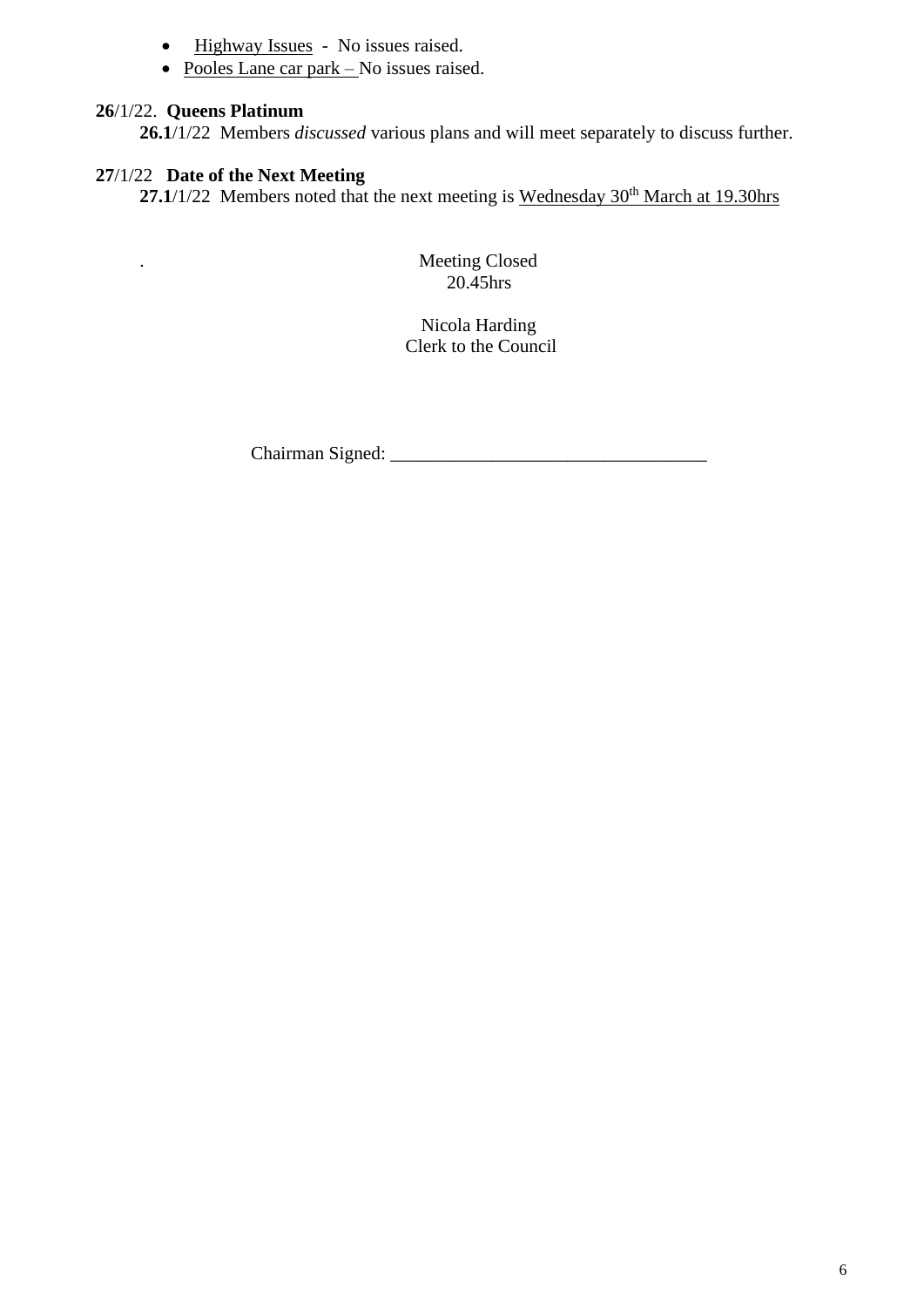- Highway Issues - No issues raised.
- Pooles Lane car park – No issues raised.

**26**/1/22. **Queens Platinum**

**26.1**/1/22 Members *discussed* various plans and will meet separately to discuss further.

**27**/1/22 **Date of the Next Meeting**

**27.1**/1/22 Members noted that the next meeting is Wednesday 30th March at 19.30hrs

.

Meeting Closed
20.45hrs

Nicola Harding
Clerk to the Council

Chairman Signed: ________________________________